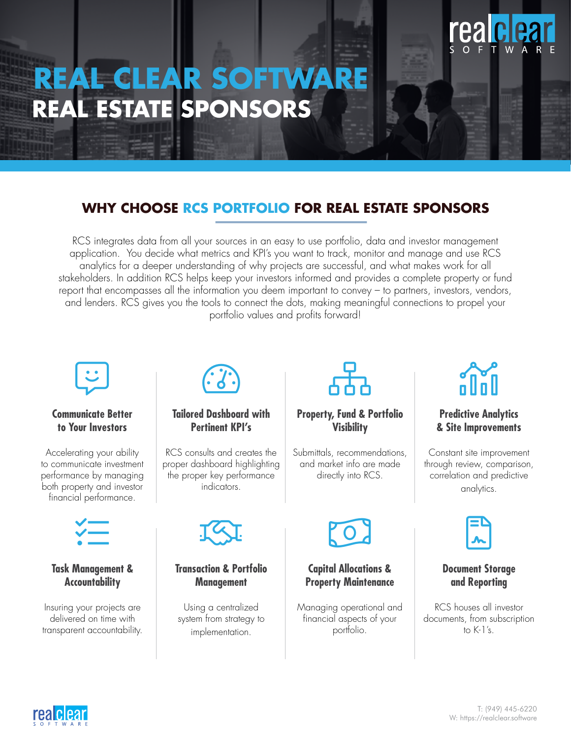# REAL CLEAR SOFTWARE
# REAL ESTATE SPONSORS

## WHY CHOOSE RCS PORTFOLIO FOR REAL ESTATE SPONSORS

RCS integrates data from all your sources in an easy to use portfolio, data and investor management application. You decide what metrics and KPI's you want to track, monitor and manage and use RCS analytics for a deeper understanding of why projects are successful, and what makes work for all stakeholders. In addition RCS helps keep your investors informed and provides a complete property or fund report that encompasses all the information you deem important to convey – to partners, investors, vendors, and lenders. RCS gives you the tools to connect the dots, making meaningful connections to propel your portfolio values and profits forward!

### Communicate Better to Your Investors

Accelerating your ability to communicate investment performance by managing both property and investor financial performance.

### Tailored Dashboard with Pertinent KPI's

RCS consults and creates the proper dashboard highlighting the proper key performance indicators.

### Property, Fund & Portfolio Visibility

Submittals, recommendations, and market info are made directly into RCS.

### Predictive Analytics & Site Improvements

Constant site improvement through review, comparison, correlation and predictive analytics.

### Task Management & Accountability

Insuring your projects are delivered on time with transparent accountability.

### Transaction & Portfolio Management

Using a centralized system from strategy to implementation.

### Capital Allocations & Property Maintenance

Managing operational and financial aspects of your portfolio.

### Document Storage and Reporting

RCS houses all investor documents, from subscription to K-1's.

T: (949) 445-6220
W: https://realclear.software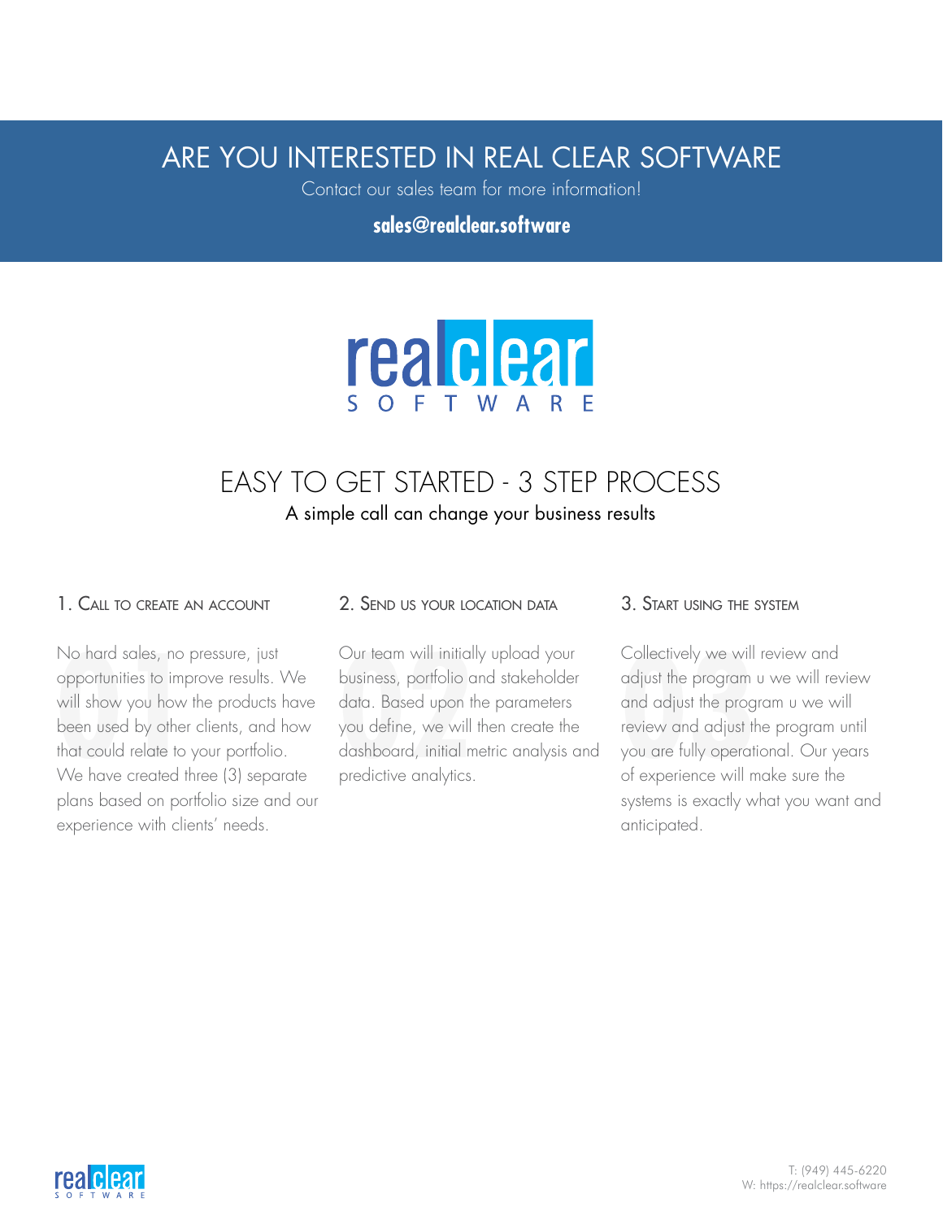# ARE YOU INTERESTED IN REAL CLEAR SOFTWARE

Contact our sales team for more information!

**sales@realclear.software**

realclear SOFTWARE

## EASY TO GET STARTED - 3 STEP PROCESS

A simple call can change your business results

### 1. Call to create an account

No hard sales, no pressure, just opportunities to improve results. We will show you how the products have been used by other clients, and how that could relate to your portfolio. We have created three (3) separate plans based on portfolio size and our experience with clients' needs.

### 2. Send us your location data

Our team will initially upload your business, portfolio and stakeholder data. Based upon the parameters you define, we will then create the dashboard, initial metric analysis and predictive analytics.

### 3. Start using the system

Collectively we will review and adjust the program u we will review and adjust the program u we will review and adjust the program until you are fully operational. Our years of experience will make sure the systems is exactly what you want and anticipated.

T: (949) 445-6220
W: https://realclear.software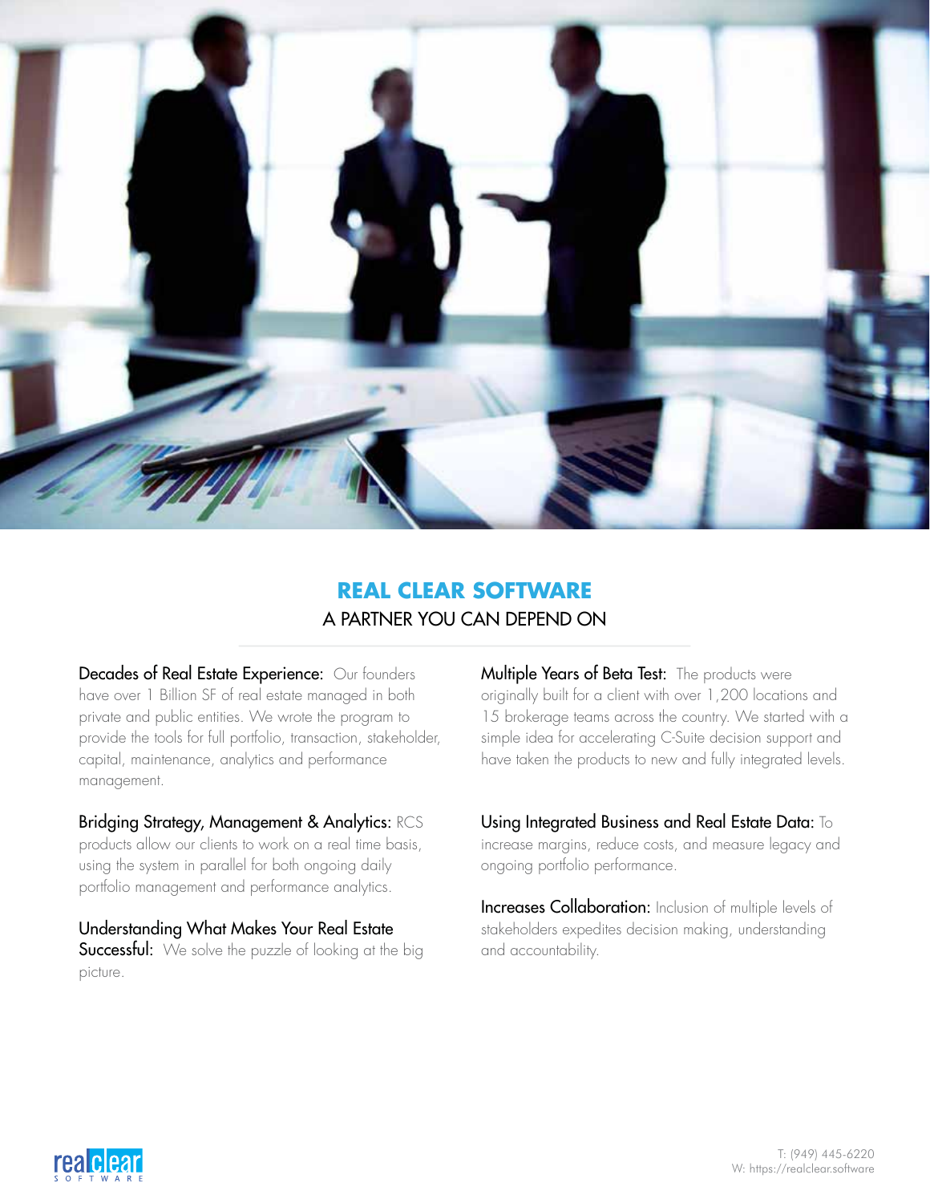## REAL CLEAR SOFTWARE

A PARTNER YOU CAN DEPEND ON

**Decades of Real Estate Experience:** Our founders have over 1 Billion SF of real estate managed in both private and public entities. We wrote the program to provide the tools for full portfolio, transaction, stakeholder, capital, maintenance, analytics and performance management.

**Bridging Strategy, Management & Analytics:** RCS products allow our clients to work on a real time basis, using the system in parallel for both ongoing daily portfolio management and performance analytics.

**Understanding What Makes Your Real Estate Successful:** We solve the puzzle of looking at the big picture.

**Multiple Years of Beta Test:** The products were originally built for a client with over 1,200 locations and 15 brokerage teams across the country. We started with a simple idea for accelerating C-Suite decision support and have taken the products to new and fully integrated levels.

**Using Integrated Business and Real Estate Data:** To increase margins, reduce costs, and measure legacy and ongoing portfolio performance.

**Increases Collaboration:** Inclusion of multiple levels of stakeholders expedites decision making, understanding and accountability.

realclear SOFTWARE

T: (949) 445-6220
W: https://realclear.software